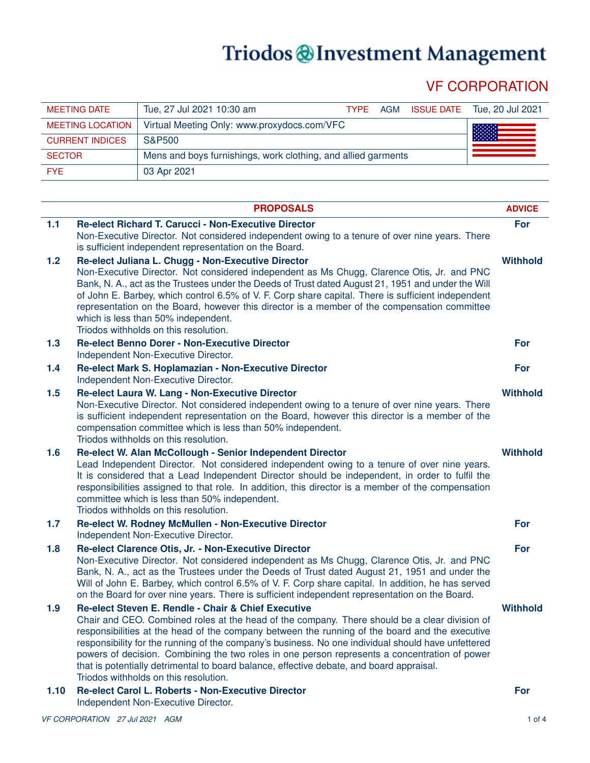# Triodos Investment Management

## VF CORPORATION

| | | | | | |
|---|---|---|---|---|---|
| MEETING DATE | Tue, 27 Jul 2021 10:30 am | TYPE | AGM | ISSUE DATE | Tue, 20 Jul 2021 |
| MEETING LOCATION | Virtual Meeting Only: www.proxydocs.com/VFC | | | | |
| CURRENT INDICES | S&P500 | | | | |
| SECTOR | Mens and boys furnishings, work clothing, and allied garments | | | | |
| FYE | 03 Apr 2021 | | | | |

| | PROPOSALS | ADVICE |
|---|---|---|
| 1.1 | **Re-elect Richard T. Carucci - Non-Executive Director**<br>Non-Executive Director. Not considered independent owing to a tenure of over nine years. There is sufficient independent representation on the Board. | For |
| 1.2 | **Re-elect Juliana L. Chugg - Non-Executive Director**<br>Non-Executive Director. Not considered independent as Ms Chugg, Clarence Otis, Jr. and PNC Bank, N. A., act as the Trustees under the Deeds of Trust dated August 21, 1951 and under the Will of John E. Barbey, which control 6.5% of V. F. Corp share capital. There is sufficient independent representation on the Board, however this director is a member of the compensation committee which is less than 50% independent.<br>Triodos withholds on this resolution. | Withhold |
| 1.3 | **Re-elect Benno Dorer - Non-Executive Director**<br>Independent Non-Executive Director. | For |
| 1.4 | **Re-elect Mark S. Hoplamazian - Non-Executive Director**<br>Independent Non-Executive Director. | For |
| 1.5 | **Re-elect Laura W. Lang - Non-Executive Director**<br>Non-Executive Director. Not considered independent owing to a tenure of over nine years. There is sufficient independent representation on the Board, however this director is a member of the compensation committee which is less than 50% independent.<br>Triodos withholds on this resolution. | Withhold |
| 1.6 | **Re-elect W. Alan McCollough - Senior Independent Director**<br>Lead Independent Director. Not considered independent owing to a tenure of over nine years. It is considered that a Lead Independent Director should be independent, in order to fulfil the responsibilities assigned to that role. In addition, this director is a member of the compensation committee which is less than 50% independent.<br>Triodos withholds on this resolution. | Withhold |
| 1.7 | **Re-elect W. Rodney McMullen - Non-Executive Director**<br>Independent Non-Executive Director. | For |
| 1.8 | **Re-elect Clarence Otis, Jr. - Non-Executive Director**<br>Non-Executive Director. Not considered independent as Ms Chugg, Clarence Otis, Jr. and PNC Bank, N. A., act as the Trustees under the Deeds of Trust dated August 21, 1951 and under the Will of John E. Barbey, which control 6.5% of V. F. Corp share capital. In addition, he has served on the Board for over nine years. There is sufficient independent representation on the Board. | For |
| 1.9 | **Re-elect Steven E. Rendle - Chair & Chief Executive**<br>Chair and CEO. Combined roles at the head of the company. There should be a clear division of responsibilities at the head of the company between the running of the board and the executive responsibility for the running of the company's business. No one individual should have unfettered powers of decision. Combining the two roles in one person represents a concentration of power that is potentially detrimental to board balance, effective debate, and board appraisal.<br>Triodos withholds on this resolution. | Withhold |
| 1.10 | **Re-elect Carol L. Roberts - Non-Executive Director**<br>Independent Non-Executive Director. | For |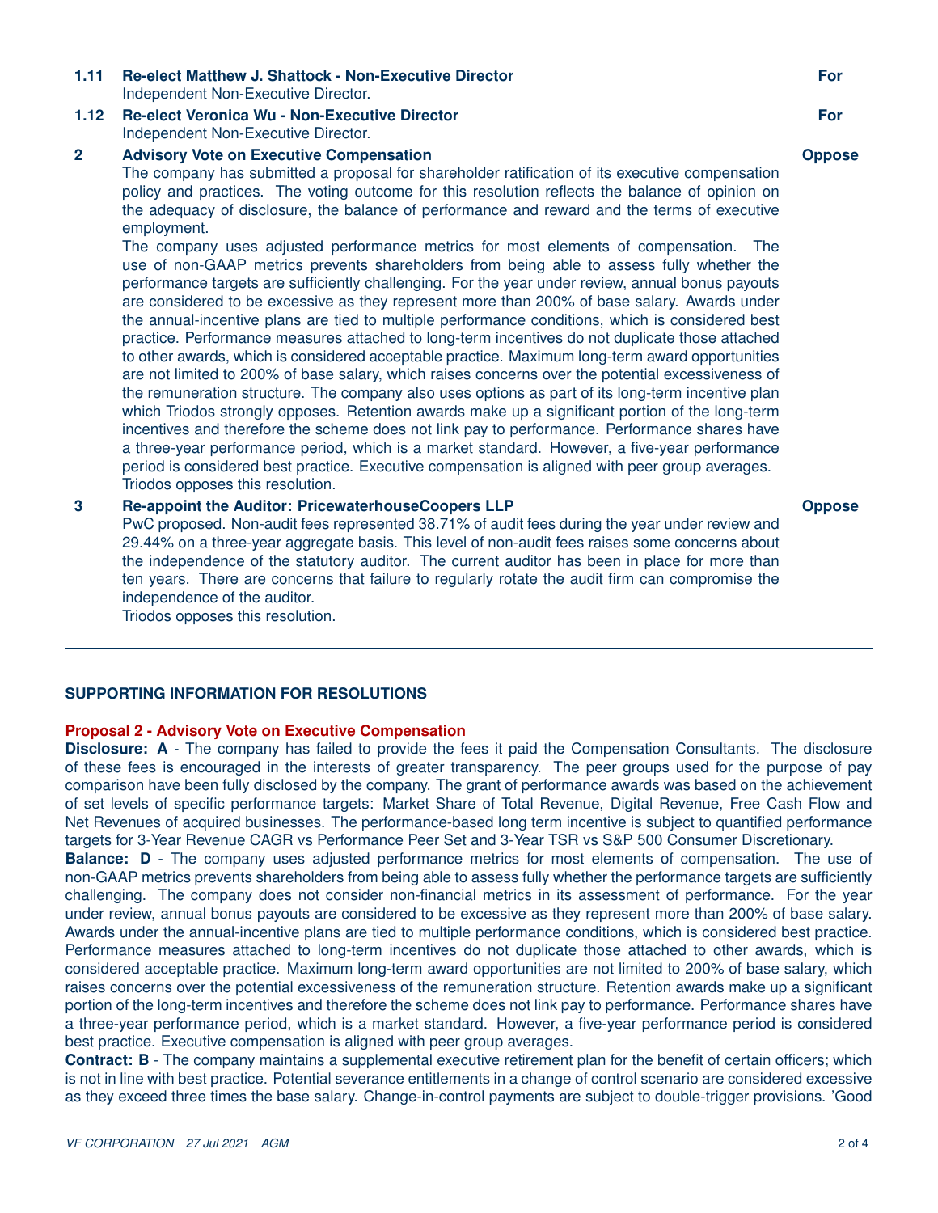**1.11 Re-elect Matthew J. Shattock - Non-Executive Director** **For**
Independent Non-Executive Director.

**1.12 Re-elect Veronica Wu - Non-Executive Director** **For**
Independent Non-Executive Director.

**2 Advisory Vote on Executive Compensation** **Oppose**

The company has submitted a proposal for shareholder ratification of its executive compensation policy and practices. The voting outcome for this resolution reflects the balance of opinion on the adequacy of disclosure, the balance of performance and reward and the terms of executive employment.

The company uses adjusted performance metrics for most elements of compensation. The use of non-GAAP metrics prevents shareholders from being able to assess fully whether the performance targets are sufficiently challenging. For the year under review, annual bonus payouts are considered to be excessive as they represent more than 200% of base salary. Awards under the annual-incentive plans are tied to multiple performance conditions, which is considered best practice. Performance measures attached to long-term incentives do not duplicate those attached to other awards, which is considered acceptable practice. Maximum long-term award opportunities are not limited to 200% of base salary, which raises concerns over the potential excessiveness of the remuneration structure. The company also uses options as part of its long-term incentive plan which Triodos strongly opposes. Retention awards make up a significant portion of the long-term incentives and therefore the scheme does not link pay to performance. Performance shares have a three-year performance period, which is a market standard. However, a five-year performance period is considered best practice. Executive compensation is aligned with peer group averages.

Triodos opposes this resolution.

**3 Re-appoint the Auditor: PricewaterhouseCoopers LLP** **Oppose**

PwC proposed. Non-audit fees represented 38.71% of audit fees during the year under review and 29.44% on a three-year aggregate basis. This level of non-audit fees raises some concerns about the independence of the statutory auditor. The current auditor has been in place for more than ten years. There are concerns that failure to regularly rotate the audit firm can compromise the independence of the auditor.

Triodos opposes this resolution.

---

## SUPPORTING INFORMATION FOR RESOLUTIONS

### Proposal 2 - Advisory Vote on Executive Compensation

**Disclosure: A** - The company has failed to provide the fees it paid the Compensation Consultants. The disclosure of these fees is encouraged in the interests of greater transparency. The peer groups used for the purpose of pay comparison have been fully disclosed by the company. The grant of performance awards was based on the achievement of set levels of specific performance targets: Market Share of Total Revenue, Digital Revenue, Free Cash Flow and Net Revenues of acquired businesses. The performance-based long term incentive is subject to quantified performance targets for 3-Year Revenue CAGR vs Performance Peer Set and 3-Year TSR vs S&P 500 Consumer Discretionary.

**Balance: D** - The company uses adjusted performance metrics for most elements of compensation. The use of non-GAAP metrics prevents shareholders from being able to assess fully whether the performance targets are sufficiently challenging. The company does not consider non-financial metrics in its assessment of performance. For the year under review, annual bonus payouts are considered to be excessive as they represent more than 200% of base salary. Awards under the annual-incentive plans are tied to multiple performance conditions, which is considered best practice. Performance measures attached to long-term incentives do not duplicate those attached to other awards, which is considered acceptable practice. Maximum long-term award opportunities are not limited to 200% of base salary, which raises concerns over the potential excessiveness of the remuneration structure. Retention awards make up a significant portion of the long-term incentives and therefore the scheme does not link pay to performance. Performance shares have a three-year performance period, which is a market standard. However, a five-year performance period is considered best practice. Executive compensation is aligned with peer group averages.

**Contract: B** - The company maintains a supplemental executive retirement plan for the benefit of certain officers; which is not in line with best practice. Potential severance entitlements in a change of control scenario are considered excessive as they exceed three times the base salary. Change-in-control payments are subject to double-trigger provisions. 'Good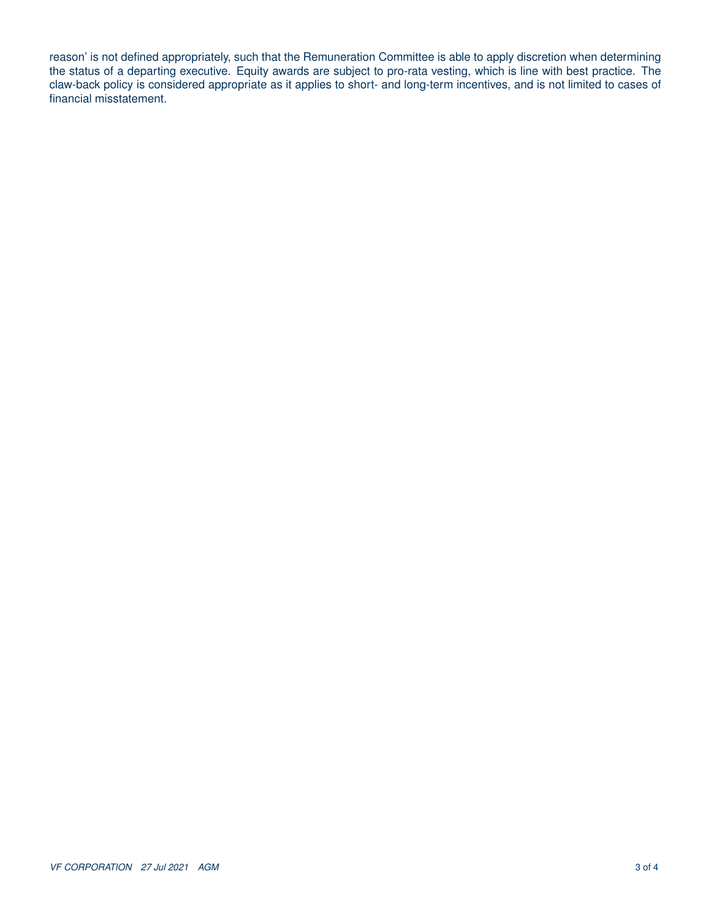reason' is not defined appropriately, such that the Remuneration Committee is able to apply discretion when determining the status of a departing executive. Equity awards are subject to pro-rata vesting, which is line with best practice. The claw-back policy is considered appropriate as it applies to short- and long-term incentives, and is not limited to cases of financial misstatement.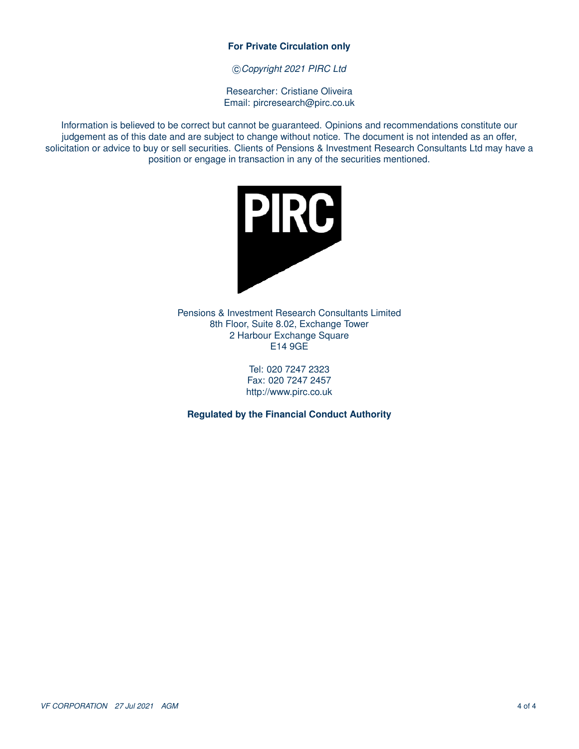**For Private Circulation only**

*©Copyright 2021 PIRC Ltd*

Researcher: Cristiane Oliveira
Email: pircresearch@pirc.co.uk

Information is believed to be correct but cannot be guaranteed. Opinions and recommendations constitute our judgement as of this date and are subject to change without notice. The document is not intended as an offer, solicitation or advice to buy or sell securities. Clients of Pensions & Investment Research Consultants Ltd may have a position or engage in transaction in any of the securities mentioned.

PIRC

Pensions & Investment Research Consultants Limited
8th Floor, Suite 8.02, Exchange Tower
2 Harbour Exchange Square
E14 9GE

Tel: 020 7247 2323
Fax: 020 7247 2457
http://www.pirc.co.uk

**Regulated by the Financial Conduct Authority**